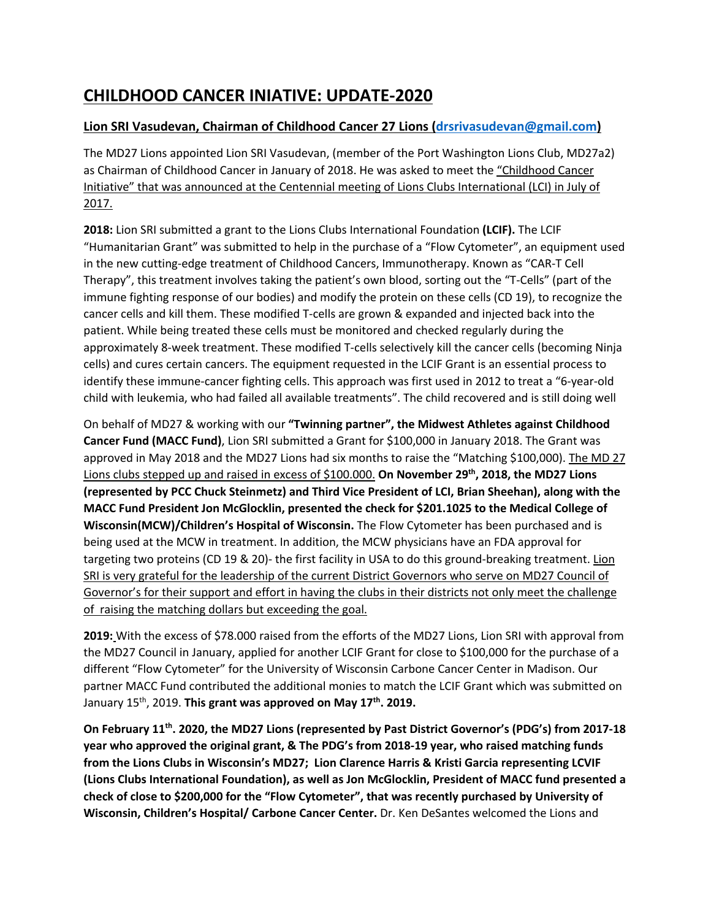# CHILDHOOD CANCER INIATIVE: UPDATE-2020

## Lion SRI Vasudevan, Chairman of Childhood Cancer 27 Lions (drsrivasudevan@gmail.com)

The MD27 Lions appointed Lion SRI Vasudevan, (member of the Port Washington Lions Club, MD27a2) as Chairman of Childhood Cancer in January of 2018. He was asked to meet the "Childhood Cancer Initiative" that was announced at the Centennial meeting of Lions Clubs International (LCI) in July of 2017.

**2018:** Lion SRI submitted a grant to the Lions Clubs International Foundation **(LCIF).** The LCIF "Humanitarian Grant" was submitted to help in the purchase of a "Flow Cytometer", an equipment used in the new cutting-edge treatment of Childhood Cancers, Immunotherapy. Known as "CAR-T Cell Therapy", this treatment involves taking the patient's own blood, sorting out the "T-Cells" (part of the immune fighting response of our bodies) and modify the protein on these cells (CD 19), to recognize the cancer cells and kill them. These modified T-cells are grown & expanded and injected back into the patient. While being treated these cells must be monitored and checked regularly during the approximately 8-week treatment. These modified T-cells selectively kill the cancer cells (becoming Ninja cells) and cures certain cancers. The equipment requested in the LCIF Grant is an essential process to identify these immune-cancer fighting cells. This approach was first used in 2012 to treat a "6-year-old child with leukemia, who had failed all available treatments". The child recovered and is still doing well

On behalf of MD27 & working with our **"Twinning partner", the Midwest Athletes against Childhood Cancer Fund (MACC Fund)**, Lion SRI submitted a Grant for $100,000 in January 2018. The Grant was approved in May 2018 and the MD27 Lions had six months to raise the "Matching $100,000). The MD 27 Lions clubs stepped up and raised in excess of $100.000. **On November 29th, 2018, the MD27 Lions (represented by PCC Chuck Steinmetz) and Third Vice President of LCI, Brian Sheehan), along with the MACC Fund President Jon McGlocklin, presented the check for $201.1025 to the Medical College of Wisconsin(MCW)/Children's Hospital of Wisconsin.** The Flow Cytometer has been purchased and is being used at the MCW in treatment. In addition, the MCW physicians have an FDA approval for targeting two proteins (CD 19 & 20)- the first facility in USA to do this ground-breaking treatment. Lion SRI is very grateful for the leadership of the current District Governors who serve on MD27 Council of Governor's for their support and effort in having the clubs in their districts not only meet the challenge of raising the matching dollars but exceeding the goal.

**2019:** With the excess of $78.000 raised from the efforts of the MD27 Lions, Lion SRI with approval from the MD27 Council in January, applied for another LCIF Grant for close to $100,000 for the purchase of a different "Flow Cytometer" for the University of Wisconsin Carbone Cancer Center in Madison. Our partner MACC Fund contributed the additional monies to match the LCIF Grant which was submitted on January 15th, 2019. **This grant was approved on May 17th. 2019.**

**On February 11th. 2020, the MD27 Lions (represented by Past District Governor's (PDG's) from 2017-18 year who approved the original grant, & The PDG's from 2018-19 year, who raised matching funds from the Lions Clubs in Wisconsin's MD27; Lion Clarence Harris & Kristi Garcia representing LCVIF (Lions Clubs International Foundation), as well as Jon McGlocklin, President of MACC fund presented a check of close to $200,000 for the "Flow Cytometer", that was recently purchased by University of Wisconsin, Children's Hospital/ Carbone Cancer Center.** Dr. Ken DeSantes welcomed the Lions and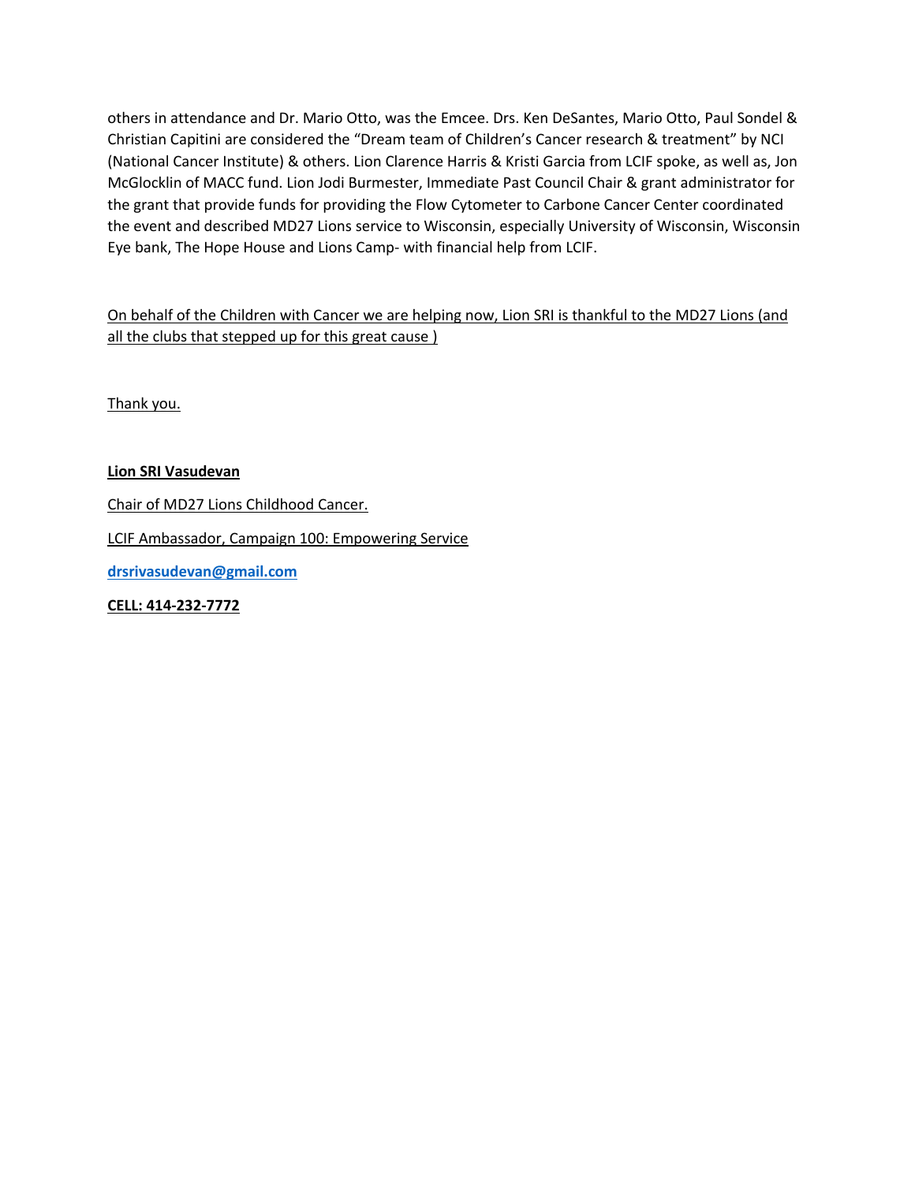others in attendance and Dr. Mario Otto, was the Emcee. Drs. Ken DeSantes, Mario Otto, Paul Sondel & Christian Capitini are considered the "Dream team of Children's Cancer research & treatment" by NCI (National Cancer Institute) & others. Lion Clarence Harris & Kristi Garcia from LCIF spoke, as well as, Jon McGlocklin of MACC fund. Lion Jodi Burmester, Immediate Past Council Chair & grant administrator for the grant that provide funds for providing the Flow Cytometer to Carbone Cancer Center coordinated the event and described MD27 Lions service to Wisconsin, especially University of Wisconsin, Wisconsin Eye bank, The Hope House and Lions Camp- with financial help from LCIF.

On behalf of the Children with Cancer we are helping now, Lion SRI is thankful to the MD27 Lions (and all the clubs that stepped up for this great cause )

Thank you.

**Lion SRI Vasudevan**

Chair of MD27 Lions Childhood Cancer.

LCIF Ambassador, Campaign 100: Empowering Service

**drsrivasudevan@gmail.com**

**CELL: 414-232-7772**